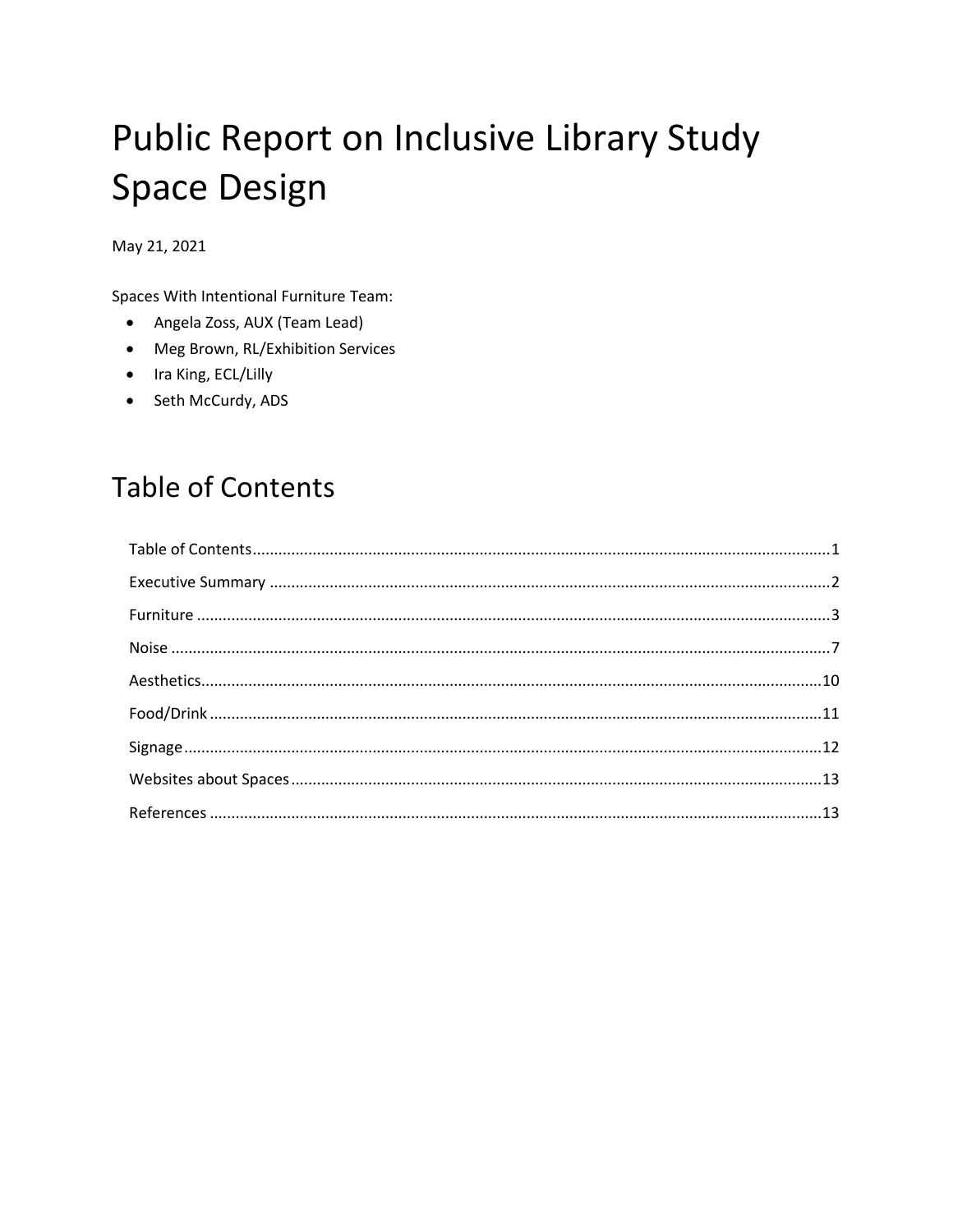# Public Report on Inclusive Library Study Space Design

May 21, 2021

Spaces With Intentional Furniture Team:

- Angela Zoss, AUX (Team Lead)
- Meg Brown, RL/Exhibition Services
- Ira King, ECL/Lilly
- Seth McCurdy, ADS

## Table of Contents

Table of Contents ........................................................ 1

Executive Summary ........................................................ 2

Furniture ........................................................ 3

Noise ........................................................ 7

Aesthetics ........................................................ 10

Food/Drink ........................................................ 11

Signage ........................................................ 12

Websites about Spaces ........................................................ 13

References ........................................................ 13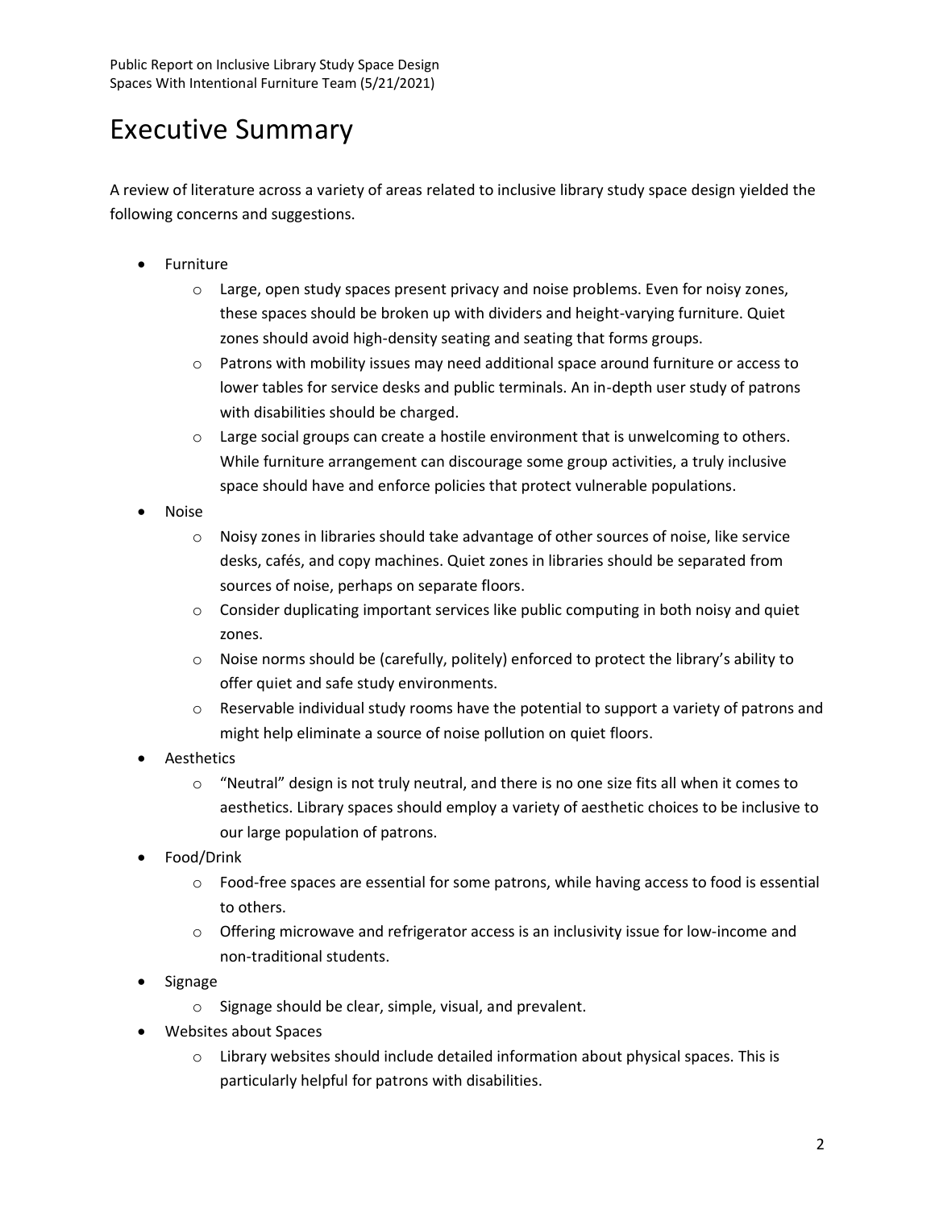# Executive Summary

A review of literature across a variety of areas related to inclusive library study space design yielded the following concerns and suggestions.

- Furniture
    - Large, open study spaces present privacy and noise problems. Even for noisy zones, these spaces should be broken up with dividers and height-varying furniture. Quiet zones should avoid high-density seating and seating that forms groups.
    - Patrons with mobility issues may need additional space around furniture or access to lower tables for service desks and public terminals. An in-depth user study of patrons with disabilities should be charged.
    - Large social groups can create a hostile environment that is unwelcoming to others. While furniture arrangement can discourage some group activities, a truly inclusive space should have and enforce policies that protect vulnerable populations.
- Noise
    - Noisy zones in libraries should take advantage of other sources of noise, like service desks, cafés, and copy machines. Quiet zones in libraries should be separated from sources of noise, perhaps on separate floors.
    - Consider duplicating important services like public computing in both noisy and quiet zones.
    - Noise norms should be (carefully, politely) enforced to protect the library's ability to offer quiet and safe study environments.
    - Reservable individual study rooms have the potential to support a variety of patrons and might help eliminate a source of noise pollution on quiet floors.
- Aesthetics
    - "Neutral" design is not truly neutral, and there is no one size fits all when it comes to aesthetics. Library spaces should employ a variety of aesthetic choices to be inclusive to our large population of patrons.
- Food/Drink
    - Food-free spaces are essential for some patrons, while having access to food is essential to others.
    - Offering microwave and refrigerator access is an inclusivity issue for low-income and non-traditional students.
- Signage
    - Signage should be clear, simple, visual, and prevalent.
- Websites about Spaces
    - Library websites should include detailed information about physical spaces. This is particularly helpful for patrons with disabilities.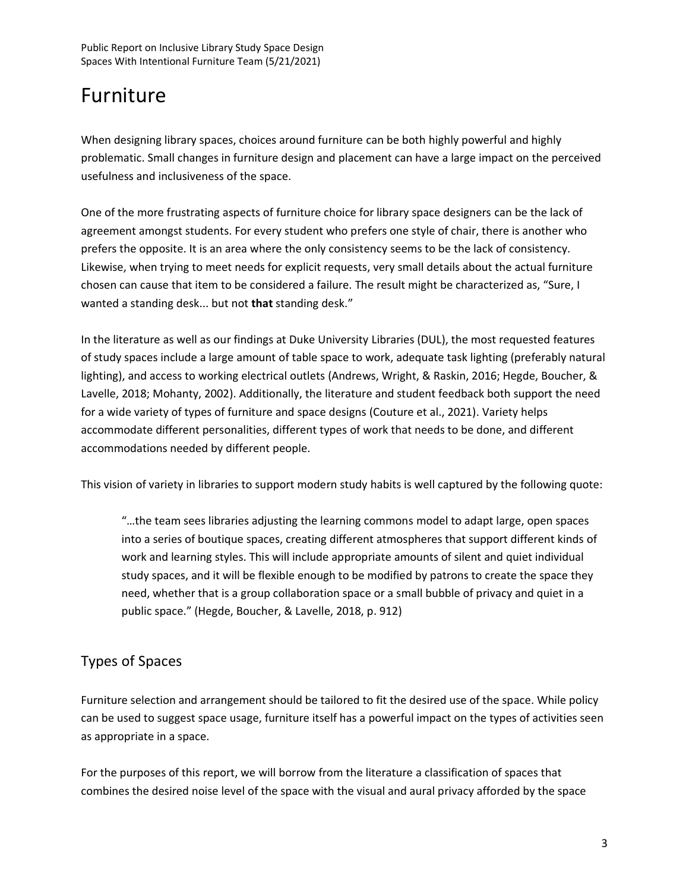# Furniture

When designing library spaces, choices around furniture can be both highly powerful and highly problematic. Small changes in furniture design and placement can have a large impact on the perceived usefulness and inclusiveness of the space.

One of the more frustrating aspects of furniture choice for library space designers can be the lack of agreement amongst students. For every student who prefers one style of chair, there is another who prefers the opposite. It is an area where the only consistency seems to be the lack of consistency. Likewise, when trying to meet needs for explicit requests, very small details about the actual furniture chosen can cause that item to be considered a failure. The result might be characterized as, "Sure, I wanted a standing desk... but not **that** standing desk."

In the literature as well as our findings at Duke University Libraries (DUL), the most requested features of study spaces include a large amount of table space to work, adequate task lighting (preferably natural lighting), and access to working electrical outlets (Andrews, Wright, & Raskin, 2016; Hegde, Boucher, & Lavelle, 2018; Mohanty, 2002). Additionally, the literature and student feedback both support the need for a wide variety of types of furniture and space designs (Couture et al., 2021). Variety helps accommodate different personalities, different types of work that needs to be done, and different accommodations needed by different people.

This vision of variety in libraries to support modern study habits is well captured by the following quote:

> "…the team sees libraries adjusting the learning commons model to adapt large, open spaces into a series of boutique spaces, creating different atmospheres that support different kinds of work and learning styles. This will include appropriate amounts of silent and quiet individual study spaces, and it will be flexible enough to be modified by patrons to create the space they need, whether that is a group collaboration space or a small bubble of privacy and quiet in a public space." (Hegde, Boucher, & Lavelle, 2018, p. 912)

## Types of Spaces

Furniture selection and arrangement should be tailored to fit the desired use of the space. While policy can be used to suggest space usage, furniture itself has a powerful impact on the types of activities seen as appropriate in a space.

For the purposes of this report, we will borrow from the literature a classification of spaces that combines the desired noise level of the space with the visual and aural privacy afforded by the space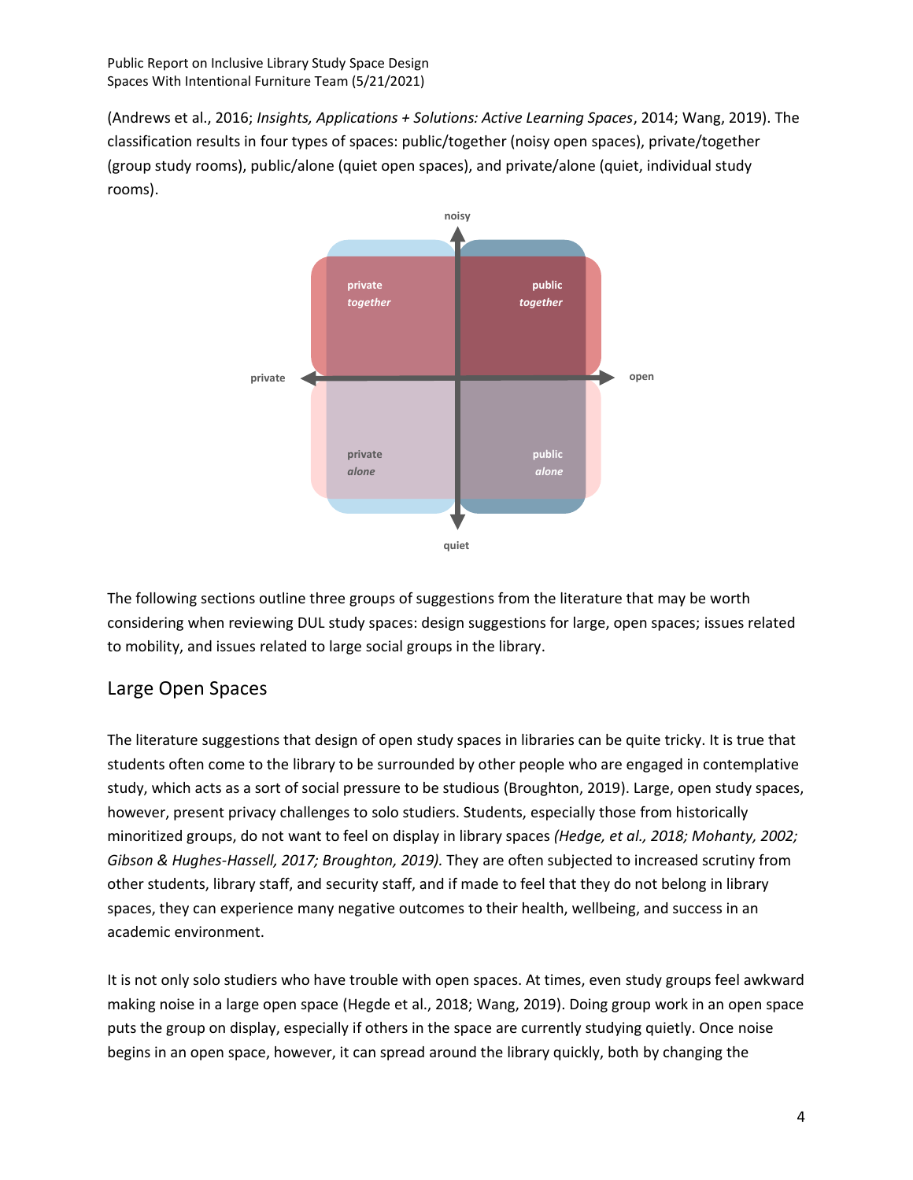(Andrews et al., 2016; *Insights, Applications + Solutions: Active Learning Spaces*, 2014; Wang, 2019). The classification results in four types of spaces: public/together (noisy open spaces), private/together (group study rooms), public/alone (quiet open spaces), and private/alone (quiet, individual study rooms).

noisy

private *together*

public *together*

private

open

private *alone*

public *alone*

quiet

The following sections outline three groups of suggestions from the literature that may be worth considering when reviewing DUL study spaces: design suggestions for large, open spaces; issues related to mobility, and issues related to large social groups in the library.

## Large Open Spaces

The literature suggestions that design of open study spaces in libraries can be quite tricky. It is true that students often come to the library to be surrounded by other people who are engaged in contemplative study, which acts as a sort of social pressure to be studious (Broughton, 2019). Large, open study spaces, however, present privacy challenges to solo studiers. Students, especially those from historically minoritized groups, do not want to feel on display in library spaces *(Hedge, et al., 2018; Mohanty, 2002; Gibson & Hughes-Hassell, 2017; Broughton, 2019).* They are often subjected to increased scrutiny from other students, library staff, and security staff, and if made to feel that they do not belong in library spaces, they can experience many negative outcomes to their health, wellbeing, and success in an academic environment.

It is not only solo studiers who have trouble with open spaces. At times, even study groups feel awkward making noise in a large open space (Hegde et al., 2018; Wang, 2019). Doing group work in an open space puts the group on display, especially if others in the space are currently studying quietly. Once noise begins in an open space, however, it can spread around the library quickly, both by changing the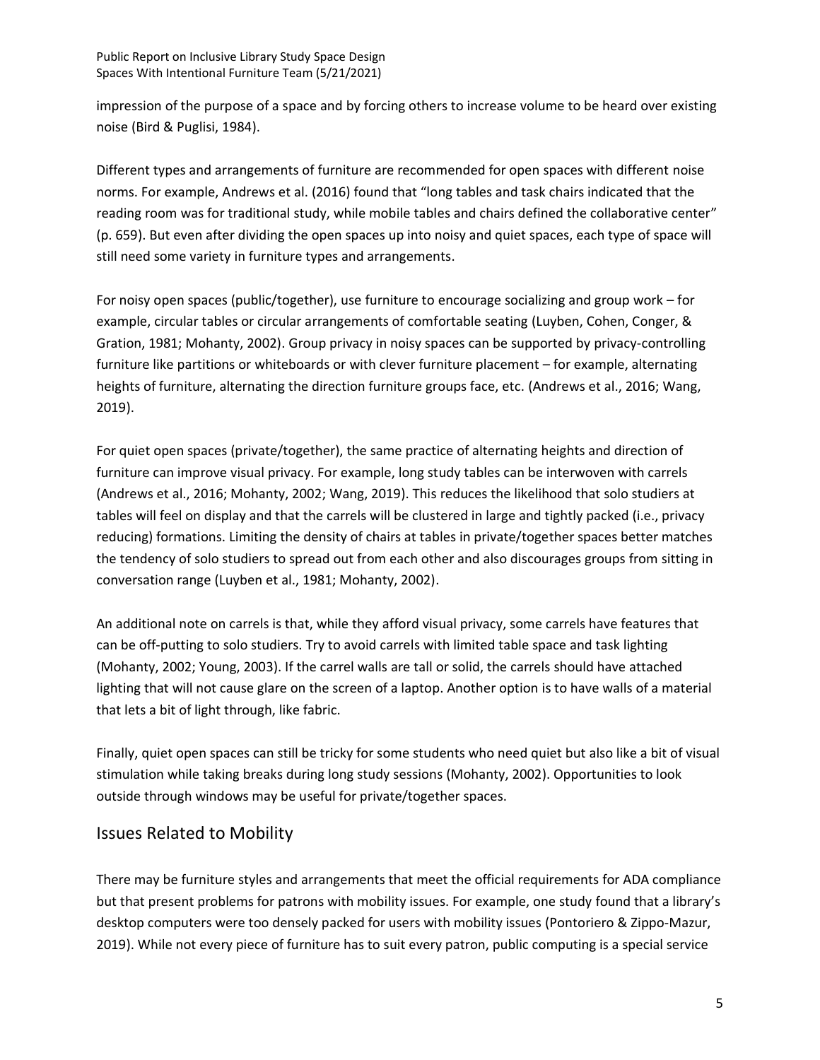impression of the purpose of a space and by forcing others to increase volume to be heard over existing noise (Bird & Puglisi, 1984).

Different types and arrangements of furniture are recommended for open spaces with different noise norms. For example, Andrews et al. (2016) found that "long tables and task chairs indicated that the reading room was for traditional study, while mobile tables and chairs defined the collaborative center" (p. 659). But even after dividing the open spaces up into noisy and quiet spaces, each type of space will still need some variety in furniture types and arrangements.

For noisy open spaces (public/together), use furniture to encourage socializing and group work – for example, circular tables or circular arrangements of comfortable seating (Luyben, Cohen, Conger, & Gration, 1981; Mohanty, 2002). Group privacy in noisy spaces can be supported by privacy-controlling furniture like partitions or whiteboards or with clever furniture placement – for example, alternating heights of furniture, alternating the direction furniture groups face, etc. (Andrews et al., 2016; Wang, 2019).

For quiet open spaces (private/together), the same practice of alternating heights and direction of furniture can improve visual privacy. For example, long study tables can be interwoven with carrels (Andrews et al., 2016; Mohanty, 2002; Wang, 2019). This reduces the likelihood that solo studiers at tables will feel on display and that the carrels will be clustered in large and tightly packed (i.e., privacy reducing) formations. Limiting the density of chairs at tables in private/together spaces better matches the tendency of solo studiers to spread out from each other and also discourages groups from sitting in conversation range (Luyben et al., 1981; Mohanty, 2002).

An additional note on carrels is that, while they afford visual privacy, some carrels have features that can be off-putting to solo studiers. Try to avoid carrels with limited table space and task lighting (Mohanty, 2002; Young, 2003). If the carrel walls are tall or solid, the carrels should have attached lighting that will not cause glare on the screen of a laptop. Another option is to have walls of a material that lets a bit of light through, like fabric.

Finally, quiet open spaces can still be tricky for some students who need quiet but also like a bit of visual stimulation while taking breaks during long study sessions (Mohanty, 2002). Opportunities to look outside through windows may be useful for private/together spaces.

## Issues Related to Mobility

There may be furniture styles and arrangements that meet the official requirements for ADA compliance but that present problems for patrons with mobility issues. For example, one study found that a library's desktop computers were too densely packed for users with mobility issues (Pontoriero & Zippo-Mazur, 2019). While not every piece of furniture has to suit every patron, public computing is a special service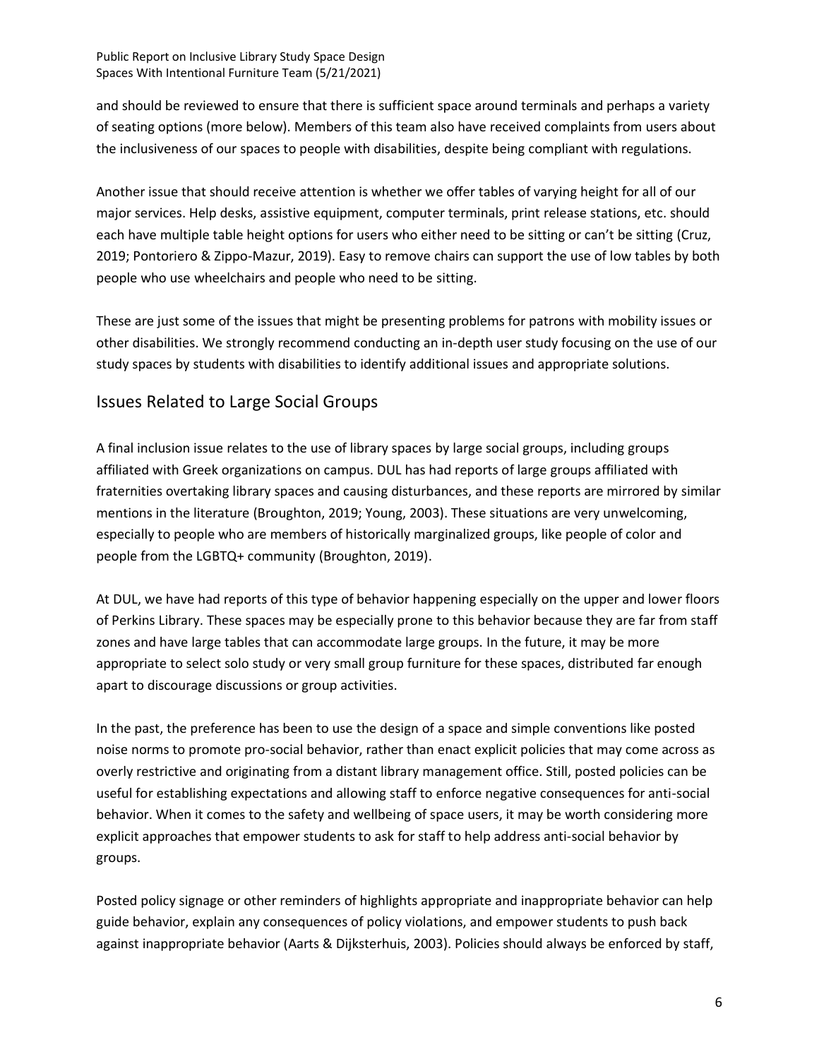and should be reviewed to ensure that there is sufficient space around terminals and perhaps a variety of seating options (more below). Members of this team also have received complaints from users about the inclusiveness of our spaces to people with disabilities, despite being compliant with regulations.

Another issue that should receive attention is whether we offer tables of varying height for all of our major services. Help desks, assistive equipment, computer terminals, print release stations, etc. should each have multiple table height options for users who either need to be sitting or can't be sitting (Cruz, 2019; Pontoriero & Zippo-Mazur, 2019). Easy to remove chairs can support the use of low tables by both people who use wheelchairs and people who need to be sitting.

These are just some of the issues that might be presenting problems for patrons with mobility issues or other disabilities. We strongly recommend conducting an in-depth user study focusing on the use of our study spaces by students with disabilities to identify additional issues and appropriate solutions.

## Issues Related to Large Social Groups

A final inclusion issue relates to the use of library spaces by large social groups, including groups affiliated with Greek organizations on campus. DUL has had reports of large groups affiliated with fraternities overtaking library spaces and causing disturbances, and these reports are mirrored by similar mentions in the literature (Broughton, 2019; Young, 2003). These situations are very unwelcoming, especially to people who are members of historically marginalized groups, like people of color and people from the LGBTQ+ community (Broughton, 2019).

At DUL, we have had reports of this type of behavior happening especially on the upper and lower floors of Perkins Library. These spaces may be especially prone to this behavior because they are far from staff zones and have large tables that can accommodate large groups. In the future, it may be more appropriate to select solo study or very small group furniture for these spaces, distributed far enough apart to discourage discussions or group activities.

In the past, the preference has been to use the design of a space and simple conventions like posted noise norms to promote pro-social behavior, rather than enact explicit policies that may come across as overly restrictive and originating from a distant library management office. Still, posted policies can be useful for establishing expectations and allowing staff to enforce negative consequences for anti-social behavior. When it comes to the safety and wellbeing of space users, it may be worth considering more explicit approaches that empower students to ask for staff to help address anti-social behavior by groups.

Posted policy signage or other reminders of highlights appropriate and inappropriate behavior can help guide behavior, explain any consequences of policy violations, and empower students to push back against inappropriate behavior (Aarts & Dijksterhuis, 2003). Policies should always be enforced by staff,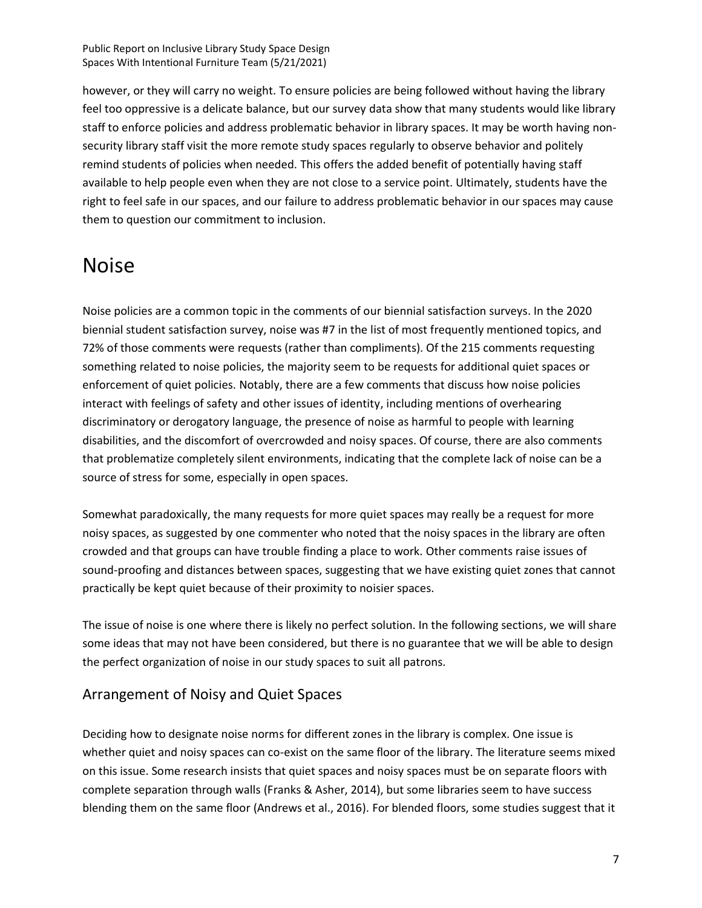however, or they will carry no weight. To ensure policies are being followed without having the library feel too oppressive is a delicate balance, but our survey data show that many students would like library staff to enforce policies and address problematic behavior in library spaces. It may be worth having non-security library staff visit the more remote study spaces regularly to observe behavior and politely remind students of policies when needed. This offers the added benefit of potentially having staff available to help people even when they are not close to a service point. Ultimately, students have the right to feel safe in our spaces, and our failure to address problematic behavior in our spaces may cause them to question our commitment to inclusion.

# Noise

Noise policies are a common topic in the comments of our biennial satisfaction surveys. In the 2020 biennial student satisfaction survey, noise was #7 in the list of most frequently mentioned topics, and 72% of those comments were requests (rather than compliments). Of the 215 comments requesting something related to noise policies, the majority seem to be requests for additional quiet spaces or enforcement of quiet policies. Notably, there are a few comments that discuss how noise policies interact with feelings of safety and other issues of identity, including mentions of overhearing discriminatory or derogatory language, the presence of noise as harmful to people with learning disabilities, and the discomfort of overcrowded and noisy spaces. Of course, there are also comments that problematize completely silent environments, indicating that the complete lack of noise can be a source of stress for some, especially in open spaces.

Somewhat paradoxically, the many requests for more quiet spaces may really be a request for more noisy spaces, as suggested by one commenter who noted that the noisy spaces in the library are often crowded and that groups can have trouble finding a place to work. Other comments raise issues of sound-proofing and distances between spaces, suggesting that we have existing quiet zones that cannot practically be kept quiet because of their proximity to noisier spaces.

The issue of noise is one where there is likely no perfect solution. In the following sections, we will share some ideas that may not have been considered, but there is no guarantee that we will be able to design the perfect organization of noise in our study spaces to suit all patrons.

## Arrangement of Noisy and Quiet Spaces

Deciding how to designate noise norms for different zones in the library is complex. One issue is whether quiet and noisy spaces can co-exist on the same floor of the library. The literature seems mixed on this issue. Some research insists that quiet spaces and noisy spaces must be on separate floors with complete separation through walls (Franks & Asher, 2014), but some libraries seem to have success blending them on the same floor (Andrews et al., 2016). For blended floors, some studies suggest that it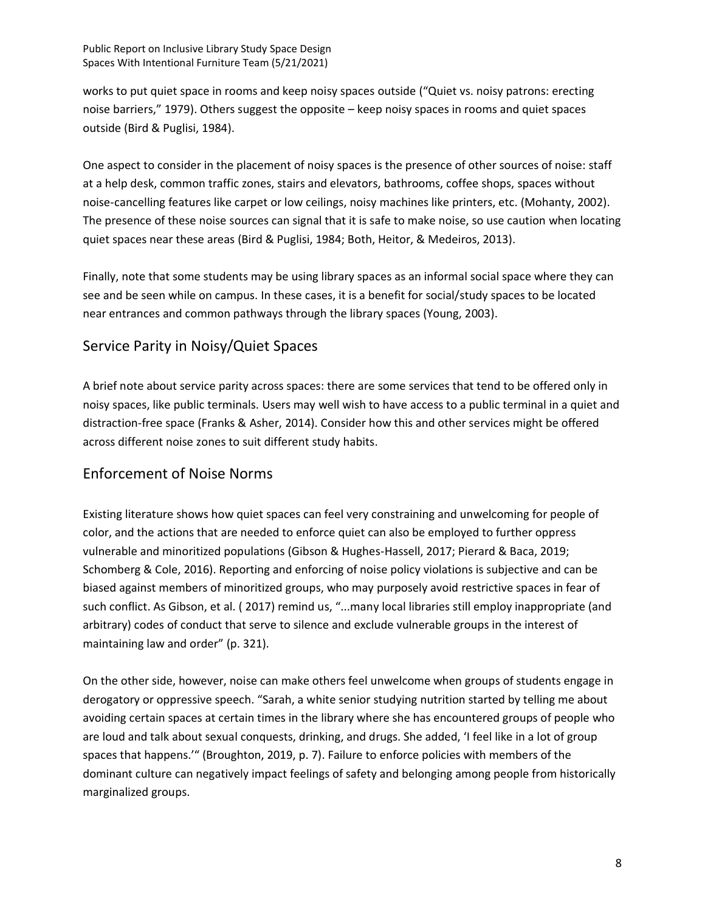works to put quiet space in rooms and keep noisy spaces outside ("Quiet vs. noisy patrons: erecting noise barriers," 1979). Others suggest the opposite – keep noisy spaces in rooms and quiet spaces outside (Bird & Puglisi, 1984).

One aspect to consider in the placement of noisy spaces is the presence of other sources of noise: staff at a help desk, common traffic zones, stairs and elevators, bathrooms, coffee shops, spaces without noise-cancelling features like carpet or low ceilings, noisy machines like printers, etc. (Mohanty, 2002). The presence of these noise sources can signal that it is safe to make noise, so use caution when locating quiet spaces near these areas (Bird & Puglisi, 1984; Both, Heitor, & Medeiros, 2013).

Finally, note that some students may be using library spaces as an informal social space where they can see and be seen while on campus. In these cases, it is a benefit for social/study spaces to be located near entrances and common pathways through the library spaces (Young, 2003).

## Service Parity in Noisy/Quiet Spaces

A brief note about service parity across spaces: there are some services that tend to be offered only in noisy spaces, like public terminals. Users may well wish to have access to a public terminal in a quiet and distraction-free space (Franks & Asher, 2014). Consider how this and other services might be offered across different noise zones to suit different study habits.

## Enforcement of Noise Norms

Existing literature shows how quiet spaces can feel very constraining and unwelcoming for people of color, and the actions that are needed to enforce quiet can also be employed to further oppress vulnerable and minoritized populations (Gibson & Hughes-Hassell, 2017; Pierard & Baca, 2019; Schomberg & Cole, 2016). Reporting and enforcing of noise policy violations is subjective and can be biased against members of minoritized groups, who may purposely avoid restrictive spaces in fear of such conflict. As Gibson, et al. ( 2017) remind us, "...many local libraries still employ inappropriate (and arbitrary) codes of conduct that serve to silence and exclude vulnerable groups in the interest of maintaining law and order" (p. 321).

On the other side, however, noise can make others feel unwelcome when groups of students engage in derogatory or oppressive speech. "Sarah, a white senior studying nutrition started by telling me about avoiding certain spaces at certain times in the library where she has encountered groups of people who are loud and talk about sexual conquests, drinking, and drugs. She added, 'I feel like in a lot of group spaces that happens.'" (Broughton, 2019, p. 7). Failure to enforce policies with members of the dominant culture can negatively impact feelings of safety and belonging among people from historically marginalized groups.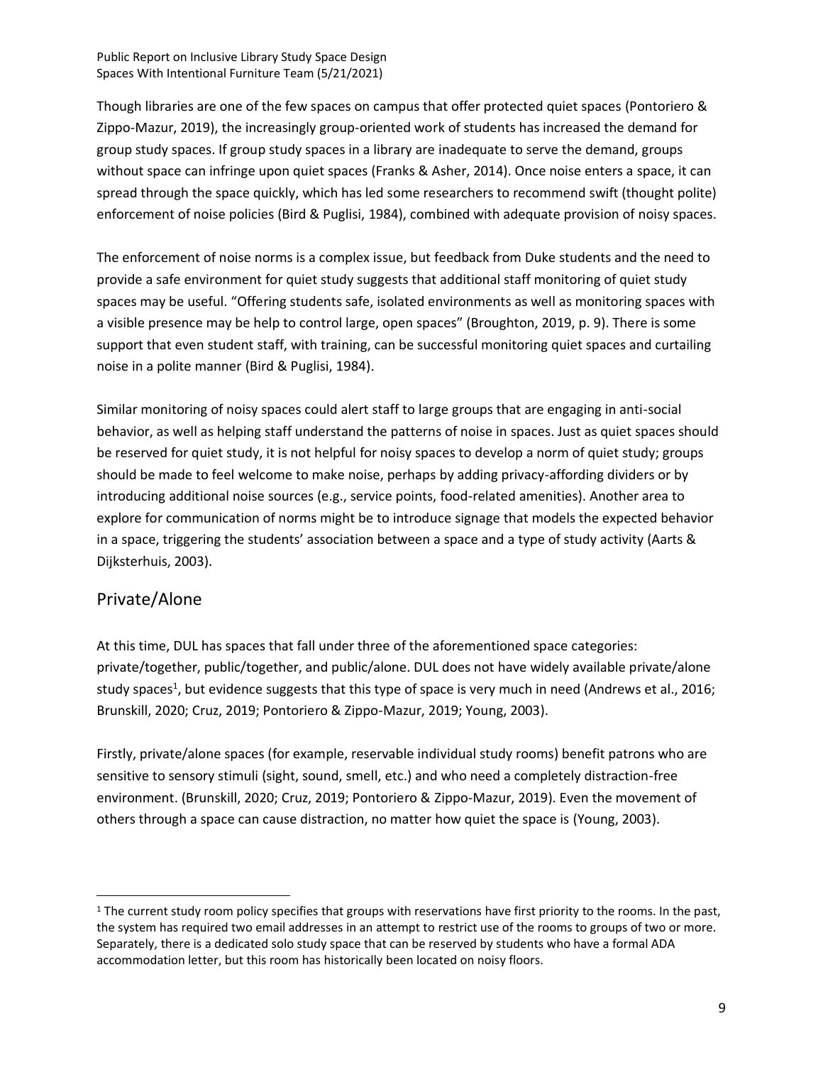Though libraries are one of the few spaces on campus that offer protected quiet spaces (Pontoriero & Zippo-Mazur, 2019), the increasingly group-oriented work of students has increased the demand for group study spaces. If group study spaces in a library are inadequate to serve the demand, groups without space can infringe upon quiet spaces (Franks & Asher, 2014). Once noise enters a space, it can spread through the space quickly, which has led some researchers to recommend swift (thought polite) enforcement of noise policies (Bird & Puglisi, 1984), combined with adequate provision of noisy spaces.

The enforcement of noise norms is a complex issue, but feedback from Duke students and the need to provide a safe environment for quiet study suggests that additional staff monitoring of quiet study spaces may be useful. "Offering students safe, isolated environments as well as monitoring spaces with a visible presence may be help to control large, open spaces" (Broughton, 2019, p. 9). There is some support that even student staff, with training, can be successful monitoring quiet spaces and curtailing noise in a polite manner (Bird & Puglisi, 1984).

Similar monitoring of noisy spaces could alert staff to large groups that are engaging in anti-social behavior, as well as helping staff understand the patterns of noise in spaces. Just as quiet spaces should be reserved for quiet study, it is not helpful for noisy spaces to develop a norm of quiet study; groups should be made to feel welcome to make noise, perhaps by adding privacy-affording dividers or by introducing additional noise sources (e.g., service points, food-related amenities). Another area to explore for communication of norms might be to introduce signage that models the expected behavior in a space, triggering the students' association between a space and a type of study activity (Aarts & Dijksterhuis, 2003).

## Private/Alone

At this time, DUL has spaces that fall under three of the aforementioned space categories: private/together, public/together, and public/alone. DUL does not have widely available private/alone study spaces[1], but evidence suggests that this type of space is very much in need (Andrews et al., 2016; Brunskill, 2020; Cruz, 2019; Pontoriero & Zippo-Mazur, 2019; Young, 2003).

Firstly, private/alone spaces (for example, reservable individual study rooms) benefit patrons who are sensitive to sensory stimuli (sight, sound, smell, etc.) and who need a completely distraction-free environment. (Brunskill, 2020; Cruz, 2019; Pontoriero & Zippo-Mazur, 2019). Even the movement of others through a space can cause distraction, no matter how quiet the space is (Young, 2003).

---

[1] The current study room policy specifies that groups with reservations have first priority to the rooms. In the past, the system has required two email addresses in an attempt to restrict use of the rooms to groups of two or more. Separately, there is a dedicated solo study space that can be reserved by students who have a formal ADA accommodation letter, but this room has historically been located on noisy floors.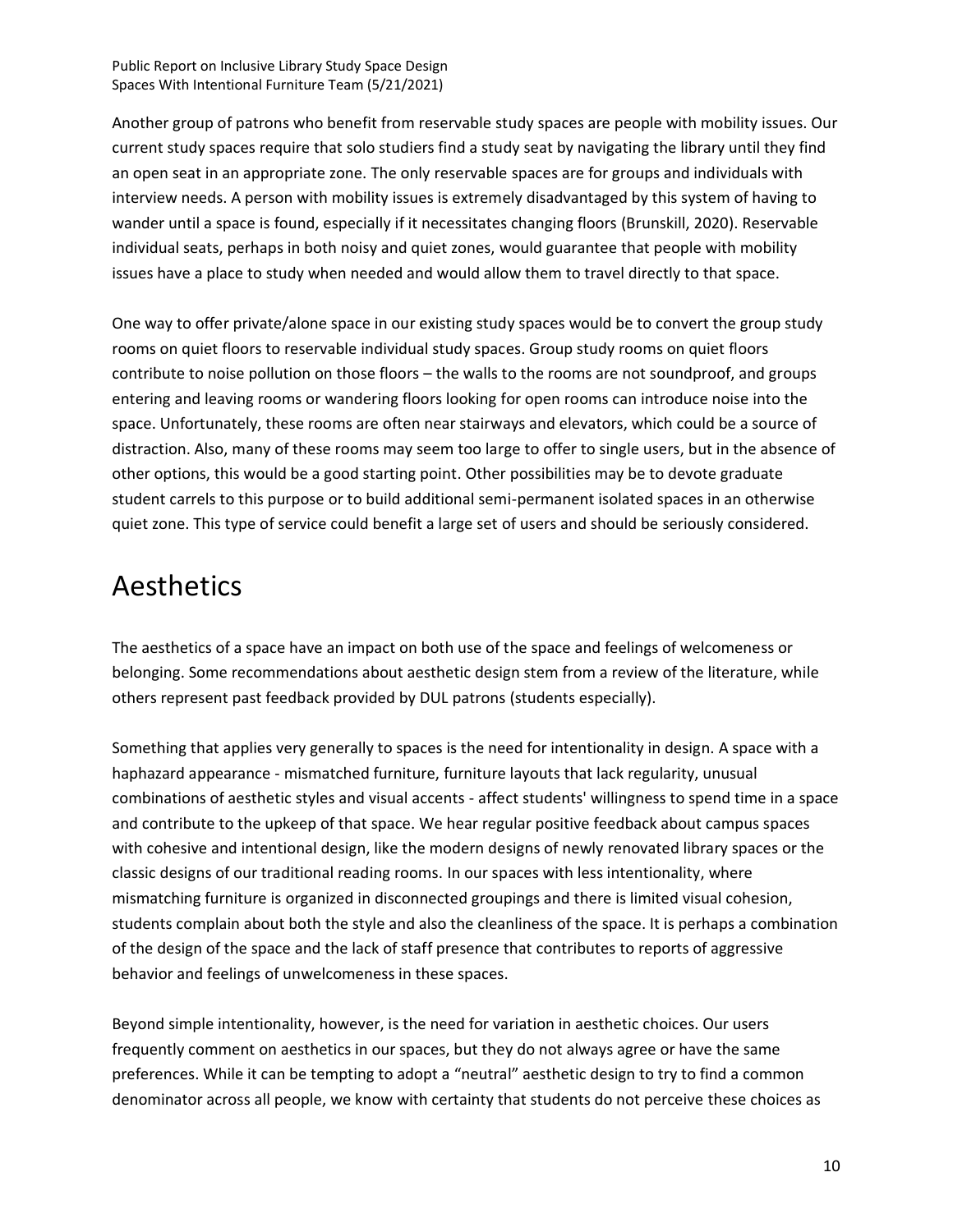Another group of patrons who benefit from reservable study spaces are people with mobility issues. Our current study spaces require that solo studiers find a study seat by navigating the library until they find an open seat in an appropriate zone. The only reservable spaces are for groups and individuals with interview needs. A person with mobility issues is extremely disadvantaged by this system of having to wander until a space is found, especially if it necessitates changing floors (Brunskill, 2020). Reservable individual seats, perhaps in both noisy and quiet zones, would guarantee that people with mobility issues have a place to study when needed and would allow them to travel directly to that space.

One way to offer private/alone space in our existing study spaces would be to convert the group study rooms on quiet floors to reservable individual study spaces. Group study rooms on quiet floors contribute to noise pollution on those floors – the walls to the rooms are not soundproof, and groups entering and leaving rooms or wandering floors looking for open rooms can introduce noise into the space. Unfortunately, these rooms are often near stairways and elevators, which could be a source of distraction. Also, many of these rooms may seem too large to offer to single users, but in the absence of other options, this would be a good starting point. Other possibilities may be to devote graduate student carrels to this purpose or to build additional semi-permanent isolated spaces in an otherwise quiet zone. This type of service could benefit a large set of users and should be seriously considered.

# Aesthetics

The aesthetics of a space have an impact on both use of the space and feelings of welcomeness or belonging. Some recommendations about aesthetic design stem from a review of the literature, while others represent past feedback provided by DUL patrons (students especially).

Something that applies very generally to spaces is the need for intentionality in design. A space with a haphazard appearance - mismatched furniture, furniture layouts that lack regularity, unusual combinations of aesthetic styles and visual accents - affect students' willingness to spend time in a space and contribute to the upkeep of that space. We hear regular positive feedback about campus spaces with cohesive and intentional design, like the modern designs of newly renovated library spaces or the classic designs of our traditional reading rooms. In our spaces with less intentionality, where mismatching furniture is organized in disconnected groupings and there is limited visual cohesion, students complain about both the style and also the cleanliness of the space. It is perhaps a combination of the design of the space and the lack of staff presence that contributes to reports of aggressive behavior and feelings of unwelcomeness in these spaces.

Beyond simple intentionality, however, is the need for variation in aesthetic choices. Our users frequently comment on aesthetics in our spaces, but they do not always agree or have the same preferences. While it can be tempting to adopt a "neutral" aesthetic design to try to find a common denominator across all people, we know with certainty that students do not perceive these choices as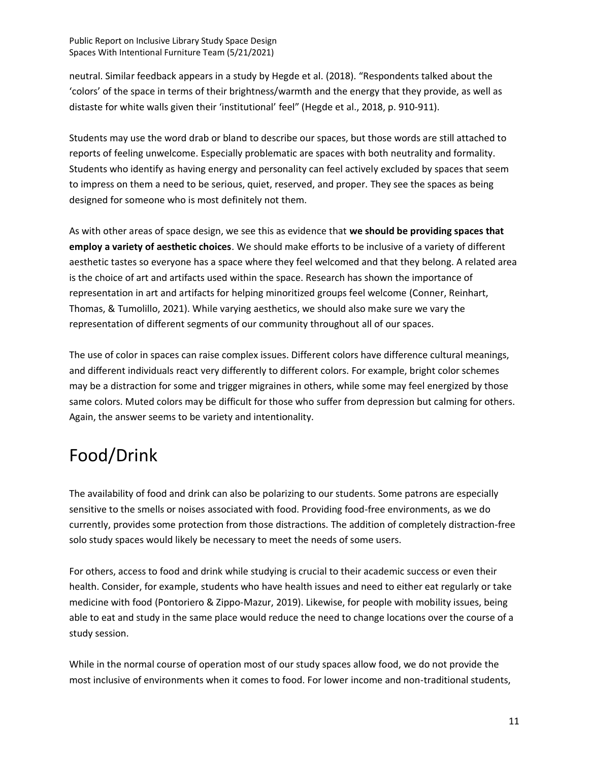neutral. Similar feedback appears in a study by Hegde et al. (2018). "Respondents talked about the 'colors' of the space in terms of their brightness/warmth and the energy that they provide, as well as distaste for white walls given their 'institutional' feel" (Hegde et al., 2018, p. 910-911).

Students may use the word drab or bland to describe our spaces, but those words are still attached to reports of feeling unwelcome. Especially problematic are spaces with both neutrality and formality. Students who identify as having energy and personality can feel actively excluded by spaces that seem to impress on them a need to be serious, quiet, reserved, and proper. They see the spaces as being designed for someone who is most definitely not them.

As with other areas of space design, we see this as evidence that **we should be providing spaces that employ a variety of aesthetic choices**. We should make efforts to be inclusive of a variety of different aesthetic tastes so everyone has a space where they feel welcomed and that they belong. A related area is the choice of art and artifacts used within the space. Research has shown the importance of representation in art and artifacts for helping minoritized groups feel welcome (Conner, Reinhart, Thomas, & Tumolillo, 2021). While varying aesthetics, we should also make sure we vary the representation of different segments of our community throughout all of our spaces.

The use of color in spaces can raise complex issues. Different colors have difference cultural meanings, and different individuals react very differently to different colors. For example, bright color schemes may be a distraction for some and trigger migraines in others, while some may feel energized by those same colors. Muted colors may be difficult for those who suffer from depression but calming for others. Again, the answer seems to be variety and intentionality.

# Food/Drink

The availability of food and drink can also be polarizing to our students. Some patrons are especially sensitive to the smells or noises associated with food. Providing food-free environments, as we do currently, provides some protection from those distractions. The addition of completely distraction-free solo study spaces would likely be necessary to meet the needs of some users.

For others, access to food and drink while studying is crucial to their academic success or even their health. Consider, for example, students who have health issues and need to either eat regularly or take medicine with food (Pontoriero & Zippo-Mazur, 2019). Likewise, for people with mobility issues, being able to eat and study in the same place would reduce the need to change locations over the course of a study session.

While in the normal course of operation most of our study spaces allow food, we do not provide the most inclusive of environments when it comes to food. For lower income and non-traditional students,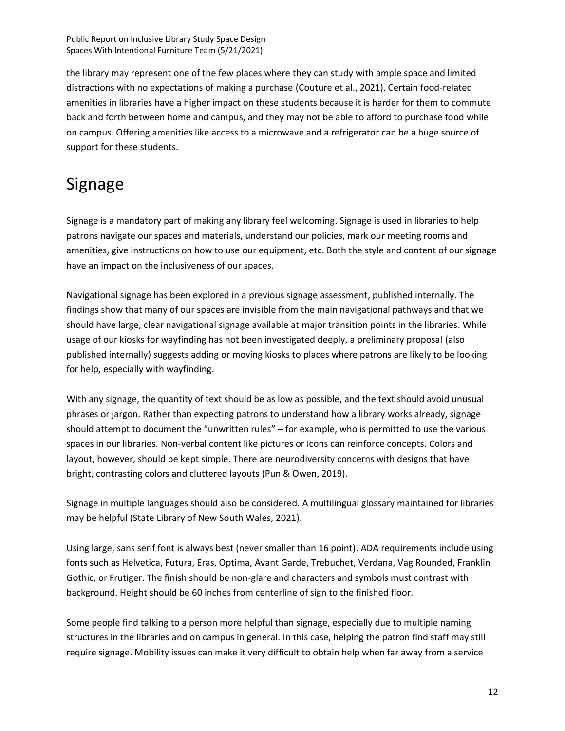the library may represent one of the few places where they can study with ample space and limited distractions with no expectations of making a purchase (Couture et al., 2021). Certain food-related amenities in libraries have a higher impact on these students because it is harder for them to commute back and forth between home and campus, and they may not be able to afford to purchase food while on campus. Offering amenities like access to a microwave and a refrigerator can be a huge source of support for these students.

# Signage

Signage is a mandatory part of making any library feel welcoming. Signage is used in libraries to help patrons navigate our spaces and materials, understand our policies, mark our meeting rooms and amenities, give instructions on how to use our equipment, etc. Both the style and content of our signage have an impact on the inclusiveness of our spaces.

Navigational signage has been explored in a previous signage assessment, published internally. The findings show that many of our spaces are invisible from the main navigational pathways and that we should have large, clear navigational signage available at major transition points in the libraries. While usage of our kiosks for wayfinding has not been investigated deeply, a preliminary proposal (also published internally) suggests adding or moving kiosks to places where patrons are likely to be looking for help, especially with wayfinding.

With any signage, the quantity of text should be as low as possible, and the text should avoid unusual phrases or jargon. Rather than expecting patrons to understand how a library works already, signage should attempt to document the "unwritten rules" – for example, who is permitted to use the various spaces in our libraries. Non-verbal content like pictures or icons can reinforce concepts. Colors and layout, however, should be kept simple. There are neurodiversity concerns with designs that have bright, contrasting colors and cluttered layouts (Pun & Owen, 2019).

Signage in multiple languages should also be considered. A multilingual glossary maintained for libraries may be helpful (State Library of New South Wales, 2021).

Using large, sans serif font is always best (never smaller than 16 point). ADA requirements include using fonts such as Helvetica, Futura, Eras, Optima, Avant Garde, Trebuchet, Verdana, Vag Rounded, Franklin Gothic, or Frutiger. The finish should be non-glare and characters and symbols must contrast with background. Height should be 60 inches from centerline of sign to the finished floor.

Some people find talking to a person more helpful than signage, especially due to multiple naming structures in the libraries and on campus in general. In this case, helping the patron find staff may still require signage. Mobility issues can make it very difficult to obtain help when far away from a service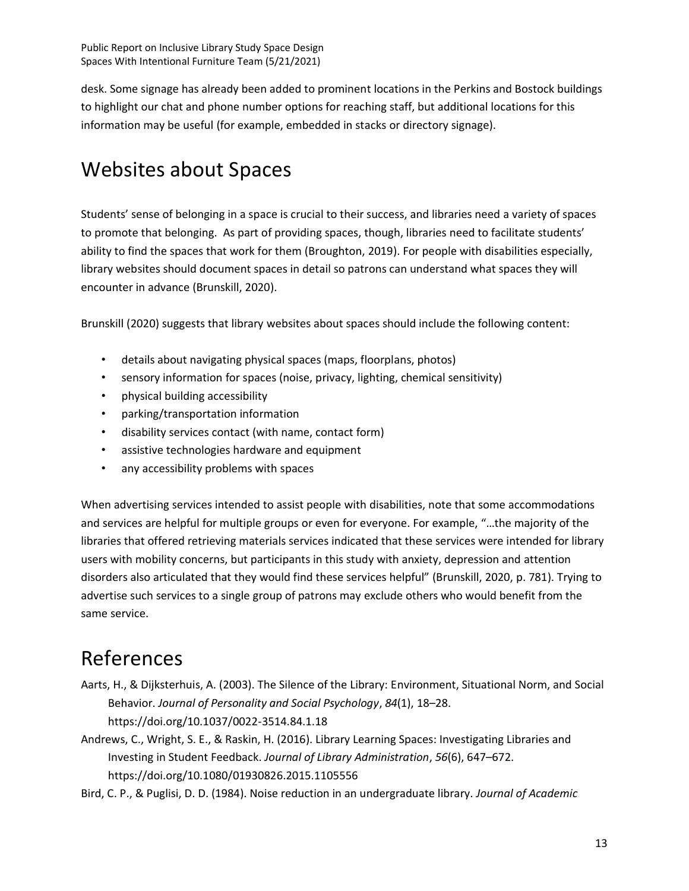desk. Some signage has already been added to prominent locations in the Perkins and Bostock buildings to highlight our chat and phone number options for reaching staff, but additional locations for this information may be useful (for example, embedded in stacks or directory signage).

# Websites about Spaces

Students' sense of belonging in a space is crucial to their success, and libraries need a variety of spaces to promote that belonging. As part of providing spaces, though, libraries need to facilitate students' ability to find the spaces that work for them (Broughton, 2019). For people with disabilities especially, library websites should document spaces in detail so patrons can understand what spaces they will encounter in advance (Brunskill, 2020).

Brunskill (2020) suggests that library websites about spaces should include the following content:

- details about navigating physical spaces (maps, floorplans, photos)
- sensory information for spaces (noise, privacy, lighting, chemical sensitivity)
- physical building accessibility
- parking/transportation information
- disability services contact (with name, contact form)
- assistive technologies hardware and equipment
- any accessibility problems with spaces

When advertising services intended to assist people with disabilities, note that some accommodations and services are helpful for multiple groups or even for everyone. For example, "…the majority of the libraries that offered retrieving materials services indicated that these services were intended for library users with mobility concerns, but participants in this study with anxiety, depression and attention disorders also articulated that they would find these services helpful" (Brunskill, 2020, p. 781). Trying to advertise such services to a single group of patrons may exclude others who would benefit from the same service.

# References

Aarts, H., & Dijksterhuis, A. (2003). The Silence of the Library: Environment, Situational Norm, and Social Behavior. *Journal of Personality and Social Psychology*, *84*(1), 18–28. https://doi.org/10.1037/0022-3514.84.1.18

Andrews, C., Wright, S. E., & Raskin, H. (2016). Library Learning Spaces: Investigating Libraries and Investing in Student Feedback. *Journal of Library Administration*, *56*(6), 647–672. https://doi.org/10.1080/01930826.2015.1105556

Bird, C. P., & Puglisi, D. D. (1984). Noise reduction in an undergraduate library. *Journal of Academic*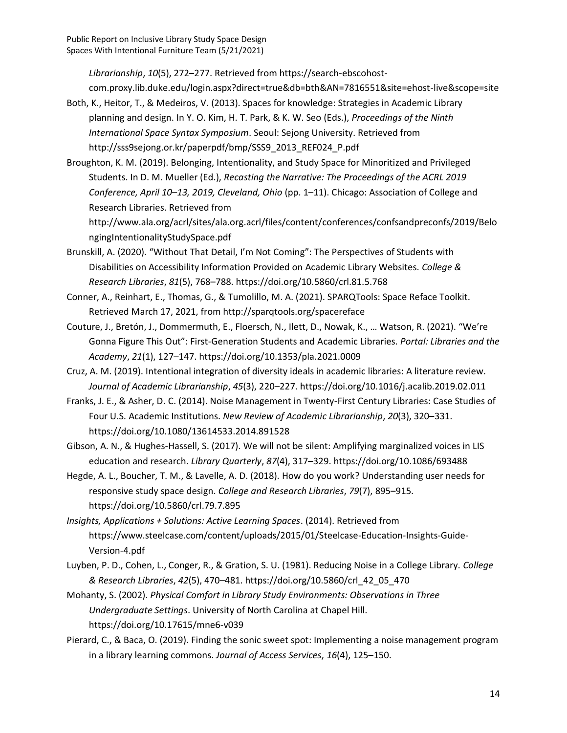*Librarianship*, *10*(5), 272–277. Retrieved from https://search-ebscohost-com.proxy.lib.duke.edu/login.aspx?direct=true&db=bth&AN=7816551&site=ehost-live&scope=site

Both, K., Heitor, T., & Medeiros, V. (2013). Spaces for knowledge: Strategies in Academic Library planning and design. In Y. O. Kim, H. T. Park, & K. W. Seo (Eds.), *Proceedings of the Ninth International Space Syntax Symposium*. Seoul: Sejong University. Retrieved from http://sss9sejong.or.kr/paperpdf/bmp/SSS9_2013_REF024_P.pdf

Broughton, K. M. (2019). Belonging, Intentionality, and Study Space for Minoritized and Privileged Students. In D. M. Mueller (Ed.), *Recasting the Narrative: The Proceedings of the ACRL 2019 Conference, April 10–13, 2019, Cleveland, Ohio* (pp. 1–11). Chicago: Association of College and Research Libraries. Retrieved from http://www.ala.org/acrl/sites/ala.org.acrl/files/content/conferences/confsandpreconfs/2019/BelongingIntentionalityStudySpace.pdf

Brunskill, A. (2020). "Without That Detail, I'm Not Coming": The Perspectives of Students with Disabilities on Accessibility Information Provided on Academic Library Websites. *College & Research Libraries*, *81*(5), 768–788. https://doi.org/10.5860/crl.81.5.768

Conner, A., Reinhart, E., Thomas, G., & Tumolillo, M. A. (2021). SPARQTools: Space Reface Toolkit. Retrieved March 17, 2021, from http://sparqtools.org/spacereface

Couture, J., Bretón, J., Dommermuth, E., Floersch, N., Ilett, D., Nowak, K., … Watson, R. (2021). "We're Gonna Figure This Out": First-Generation Students and Academic Libraries. *Portal: Libraries and the Academy*, *21*(1), 127–147. https://doi.org/10.1353/pla.2021.0009

Cruz, A. M. (2019). Intentional integration of diversity ideals in academic libraries: A literature review. *Journal of Academic Librarianship*, *45*(3), 220–227. https://doi.org/10.1016/j.acalib.2019.02.011

Franks, J. E., & Asher, D. C. (2014). Noise Management in Twenty-First Century Libraries: Case Studies of Four U.S. Academic Institutions. *New Review of Academic Librarianship*, *20*(3), 320–331. https://doi.org/10.1080/13614533.2014.891528

Gibson, A. N., & Hughes-Hassell, S. (2017). We will not be silent: Amplifying marginalized voices in LIS education and research. *Library Quarterly*, *87*(4), 317–329. https://doi.org/10.1086/693488

Hegde, A. L., Boucher, T. M., & Lavelle, A. D. (2018). How do you work? Understanding user needs for responsive study space design. *College and Research Libraries*, *79*(7), 895–915. https://doi.org/10.5860/crl.79.7.895

*Insights, Applications + Solutions: Active Learning Spaces*. (2014). Retrieved from https://www.steelcase.com/content/uploads/2015/01/Steelcase-Education-Insights-Guide-Version-4.pdf

Luyben, P. D., Cohen, L., Conger, R., & Gration, S. U. (1981). Reducing Noise in a College Library. *College & Research Libraries*, *42*(5), 470–481. https://doi.org/10.5860/crl_42_05_470

Mohanty, S. (2002). *Physical Comfort in Library Study Environments: Observations in Three Undergraduate Settings*. University of North Carolina at Chapel Hill. https://doi.org/10.17615/mne6-v039

Pierard, C., & Baca, O. (2019). Finding the sonic sweet spot: Implementing a noise management program in a library learning commons. *Journal of Access Services*, *16*(4), 125–150.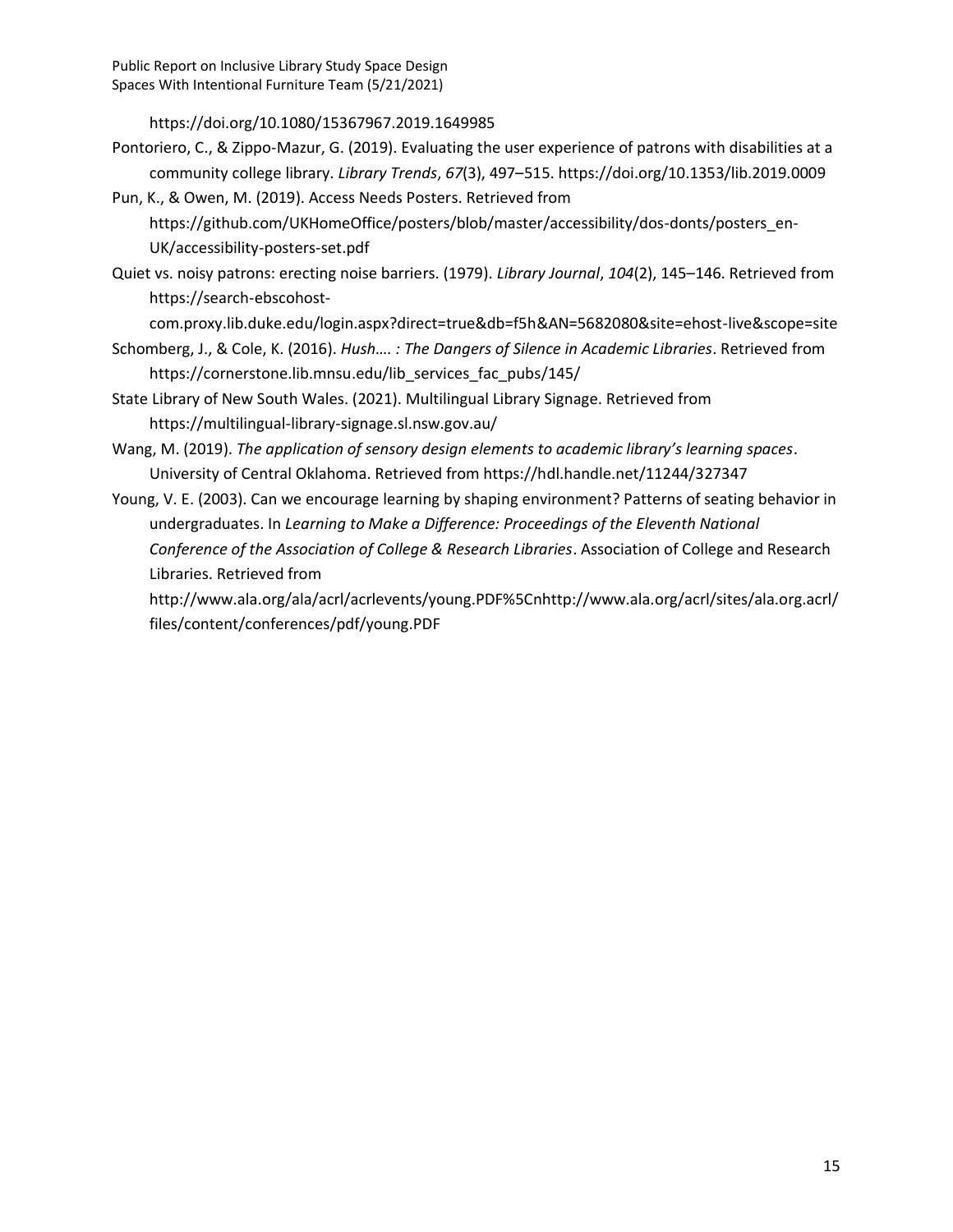https://doi.org/10.1080/15367967.2019.1649985

Pontoriero, C., & Zippo-Mazur, G. (2019). Evaluating the user experience of patrons with disabilities at a community college library. *Library Trends*, *67*(3), 497–515. https://doi.org/10.1353/lib.2019.0009

Pun, K., & Owen, M. (2019). Access Needs Posters. Retrieved from https://github.com/UKHomeOffice/posters/blob/master/accessibility/dos-donts/posters_en-UK/accessibility-posters-set.pdf

Quiet vs. noisy patrons: erecting noise barriers. (1979). *Library Journal*, *104*(2), 145–146. Retrieved from https://search-ebscohost-com.proxy.lib.duke.edu/login.aspx?direct=true&db=f5h&AN=5682080&site=ehost-live&scope=site

Schomberg, J., & Cole, K. (2016). *Hush…. : The Dangers of Silence in Academic Libraries*. Retrieved from https://cornerstone.lib.mnsu.edu/lib_services_fac_pubs/145/

State Library of New South Wales. (2021). Multilingual Library Signage. Retrieved from https://multilingual-library-signage.sl.nsw.gov.au/

Wang, M. (2019). *The application of sensory design elements to academic library's learning spaces*. University of Central Oklahoma. Retrieved from https://hdl.handle.net/11244/327347

Young, V. E. (2003). Can we encourage learning by shaping environment? Patterns of seating behavior in undergraduates. In *Learning to Make a Difference: Proceedings of the Eleventh National Conference of the Association of College & Research Libraries*. Association of College and Research Libraries. Retrieved from http://www.ala.org/ala/acrl/acrlevents/young.PDF%5Cnhttp://www.ala.org/acrl/sites/ala.org.acrl/files/content/conferences/pdf/young.PDF